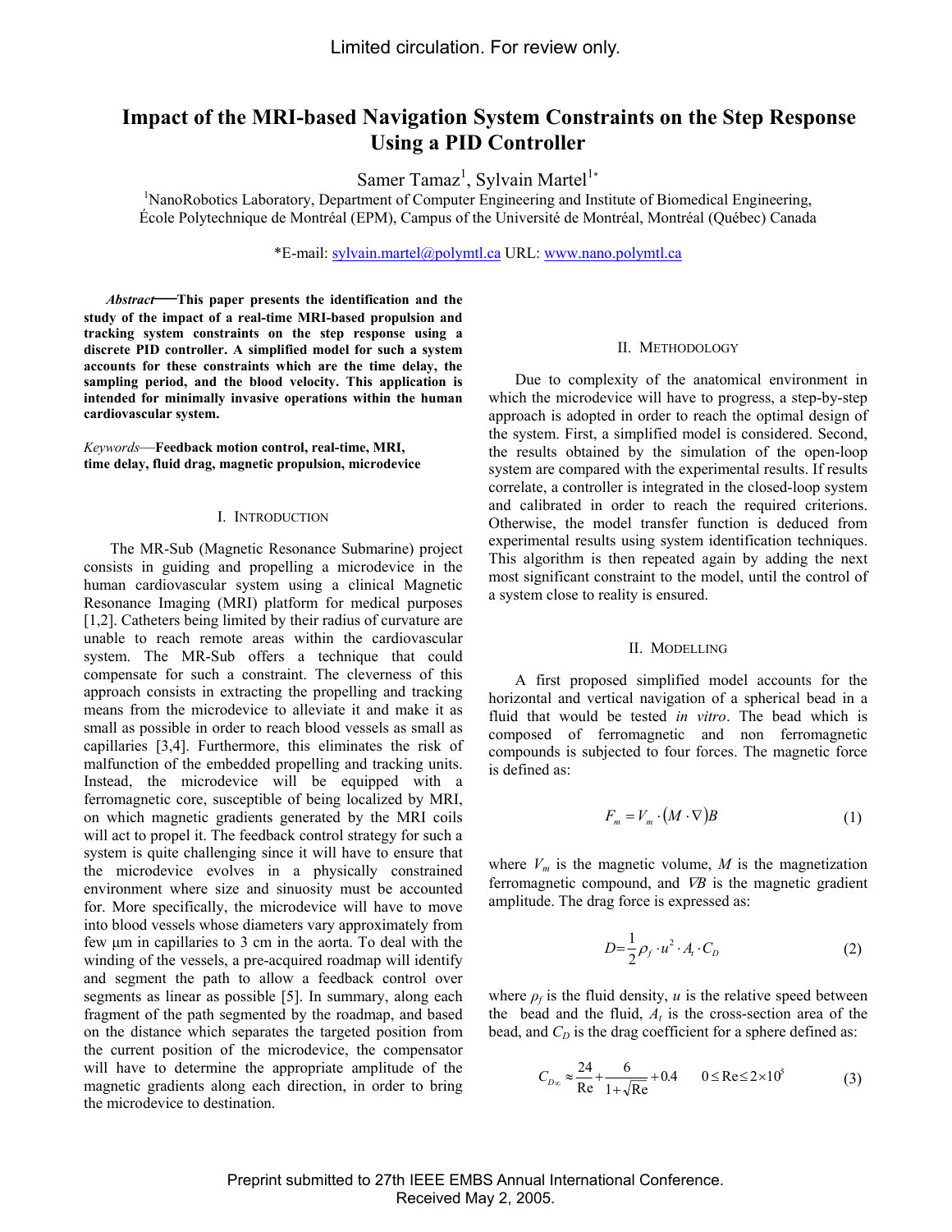# Impact of the MRI-based Navigation System Constraints on the Step Response Using a PID Controller

Samer Tamaz[1], Sylvain Martel[1*]

[1]NanoRobotics Laboratory, Department of Computer Engineering and Institute of Biomedical Engineering, École Polytechnique de Montréal (EPM), Campus of the Université de Montréal, Montréal (Québec) Canada

*E-mail: sylvain.martel@polymtl.ca URL: www.nano.polymtl.ca

***Abstract*—This paper presents the identification and the study of the impact of a real-time MRI-based propulsion and tracking system constraints on the step response using a discrete PID controller. A simplified model for such a system accounts for these constraints which are the time delay, the sampling period, and the blood velocity. This application is intended for minimally invasive operations within the human cardiovascular system.**

*Keywords*—**Feedback motion control, real-time, MRI, time delay, fluid drag, magnetic propulsion, microdevice**

## I. Introduction

The MR-Sub (Magnetic Resonance Submarine) project consists in guiding and propelling a microdevice in the human cardiovascular system using a clinical Magnetic Resonance Imaging (MRI) platform for medical purposes [1,2]. Catheters being limited by their radius of curvature are unable to reach remote areas within the cardiovascular system. The MR-Sub offers a technique that could compensate for such a constraint. The cleverness of this approach consists in extracting the propelling and tracking means from the microdevice to alleviate it and make it as small as possible in order to reach blood vessels as small as capillaries [3,4]. Furthermore, this eliminates the risk of malfunction of the embedded propelling and tracking units. Instead, the microdevice will be equipped with a ferromagnetic core, susceptible of being localized by MRI, on which magnetic gradients generated by the MRI coils will act to propel it. The feedback control strategy for such a system is quite challenging since it will have to ensure that the microdevice evolves in a physically constrained environment where size and sinuosity must be accounted for. More specifically, the microdevice will have to move into blood vessels whose diameters vary approximately from few µm in capillaries to 3 cm in the aorta. To deal with the winding of the vessels, a pre-acquired roadmap will identify and segment the path to allow a feedback control over segments as linear as possible [5]. In summary, along each fragment of the path segmented by the roadmap, and based on the distance which separates the targeted position from the current position of the microdevice, the compensator will have to determine the appropriate amplitude of the magnetic gradients along each direction, in order to bring the microdevice to destination.

## II. Methodology

Due to complexity of the anatomical environment in which the microdevice will have to progress, a step-by-step approach is adopted in order to reach the optimal design of the system. First, a simplified model is considered. Second, the results obtained by the simulation of the open-loop system are compared with the experimental results. If results correlate, a controller is integrated in the closed-loop system and calibrated in order to reach the required criterions. Otherwise, the model transfer function is deduced from experimental results using system identification techniques. This algorithm is then repeated again by adding the next most significant constraint to the model, until the control of a system close to reality is ensured.

## II. Modelling

A first proposed simplified model accounts for the horizontal and vertical navigation of a spherical bead in a fluid that would be tested *in vitro*. The bead which is composed of ferromagnetic and non ferromagnetic compounds is subjected to four forces. The magnetic force is defined as:

$$F_m = V_m \cdot (M \cdot \nabla) B \tag{1}$$

where $V_m$ is the magnetic volume, $M$ is the magnetization ferromagnetic compound, and $\nabla B$ is the magnetic gradient amplitude. The drag force is expressed as:

$$D = \frac{1}{2} \rho_f \cdot u^2 \cdot A_t \cdot C_D \tag{2}$$

where $\rho_f$ is the fluid density, $u$ is the relative speed between the bead and the fluid, $A_t$ is the cross-section area of the bead, and $C_D$ is the drag coefficient for a sphere defined as:

$$C_{D\infty} \approx \frac{24}{\text{Re}} + \frac{6}{1+\sqrt{\text{Re}}} + 0.4 \qquad 0 \le \text{Re} \le 2\times10^5 \tag{3}$$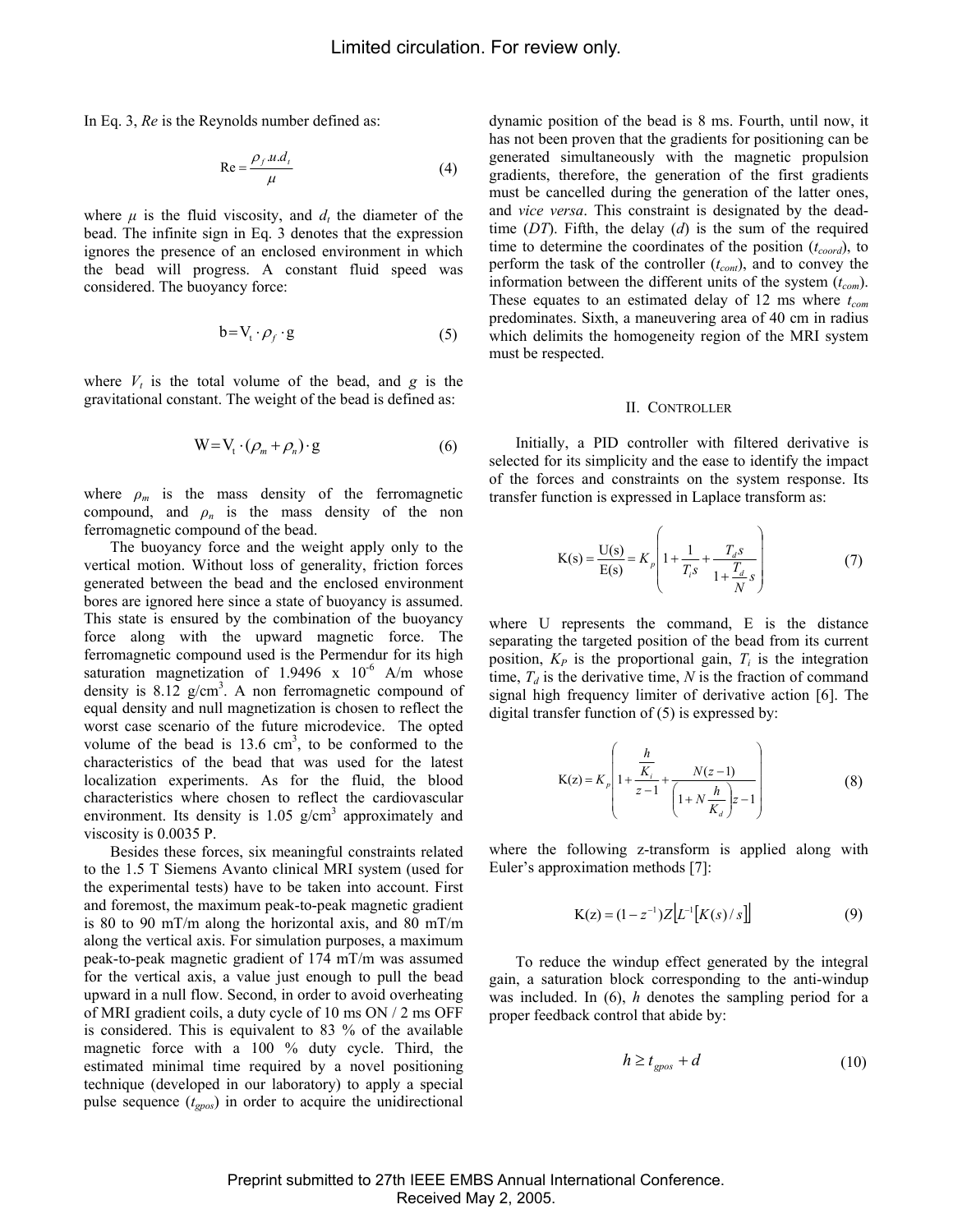In Eq. 3, *Re* is the Reynolds number defined as:

$$\mathrm{Re} = \frac{\rho_f . u . d_t}{\mu} \tag{4}$$

where $\mu$ is the fluid viscosity, and $d_t$ the diameter of the bead. The infinite sign in Eq. 3 denotes that the expression ignores the presence of an enclosed environment in which the bead will progress. A constant fluid speed was considered. The buoyancy force:

$$\mathrm{b} = \mathrm{V_t} \cdot \rho_f \cdot \mathrm{g} \tag{5}$$

where $V_t$ is the total volume of the bead, and $g$ is the gravitational constant. The weight of the bead is defined as:

$$\mathrm{W} = \mathrm{V_t} \cdot (\rho_m + \rho_n) \cdot \mathrm{g} \tag{6}$$

where $\rho_m$ is the mass density of the ferromagnetic compound, and $\rho_n$ is the mass density of the non ferromagnetic compound of the bead.

The buoyancy force and the weight apply only to the vertical motion. Without loss of generality, friction forces generated between the bead and the enclosed environment bores are ignored here since a state of buoyancy is assumed. This state is ensured by the combination of the buoyancy force along with the upward magnetic force. The ferromagnetic compound used is the Permendur for its high saturation magnetization of 1.9496 x $10^{-6}$ A/m whose density is 8.12 g/cm$^3$. A non ferromagnetic compound of equal density and null magnetization is chosen to reflect the worst case scenario of the future microdevice. The opted volume of the bead is 13.6 cm$^3$, to be conformed to the characteristics of the bead that was used for the latest localization experiments. As for the fluid, the blood characteristics where chosen to reflect the cardiovascular environment. Its density is 1.05 g/cm$^3$ approximately and viscosity is 0.0035 P.

Besides these forces, six meaningful constraints related to the 1.5 T Siemens Avanto clinical MRI system (used for the experimental tests) have to be taken into account. First and foremost, the maximum peak-to-peak magnetic gradient is 80 to 90 mT/m along the horizontal axis, and 80 mT/m along the vertical axis. For simulation purposes, a maximum peak-to-peak magnetic gradient of 174 mT/m was assumed for the vertical axis, a value just enough to pull the bead upward in a null flow. Second, in order to avoid overheating of MRI gradient coils, a duty cycle of 10 ms ON / 2 ms OFF is considered. This is equivalent to 83 % of the available magnetic force with a 100 % duty cycle. Third, the estimated minimal time required by a novel positioning technique (developed in our laboratory) to apply a special pulse sequence ($t_{gpos}$) in order to acquire the unidirectional dynamic position of the bead is 8 ms. Fourth, until now, it has not been proven that the gradients for positioning can be generated simultaneously with the magnetic propulsion gradients, therefore, the generation of the first gradients must be cancelled during the generation of the latter ones, and *vice versa*. This constraint is designated by the dead-time (*DT*). Fifth, the delay (*d*) is the sum of the required time to determine the coordinates of the position ($t_{coord}$), to perform the task of the controller ($t_{cont}$), and to convey the information between the different units of the system ($t_{com}$). These equates to an estimated delay of 12 ms where $t_{com}$ predominates. Sixth, a maneuvering area of 40 cm in radius which delimits the homogeneity region of the MRI system must be respected.

## II. Controller

Initially, a PID controller with filtered derivative is selected for its simplicity and the ease to identify the impact of the forces and constraints on the system response. Its transfer function is expressed in Laplace transform as:

$$\mathrm{K(s)} = \frac{\mathrm{U(s)}}{\mathrm{E(s)}} = K_p \left( 1 + \frac{1}{T_i s} + \frac{T_d s}{1 + \frac{T_d}{N} s} \right) \tag{7}$$

where U represents the command, E is the distance separating the targeted position of the bead from its current position, $K_P$ is the proportional gain, $T_i$ is the integration time, $T_d$ is the derivative time, $N$ is the fraction of command signal high frequency limiter of derivative action [6]. The digital transfer function of (5) is expressed by:

$$\mathrm{K(z)} = K_p \left( 1 + \frac{\frac{h}{K_i}}{z - 1} + \frac{N(z-1)}{\left(1 + N\frac{h}{K_d}\right) z - 1} \right) \tag{8}$$

where the following z-transform is applied along with Euler's approximation methods [7]:

$$\mathrm{K(z)} = (1 - z^{-1}) Z\left[ L^{-1}\left[ K(s)/s \right] \right] \tag{9}$$

To reduce the windup effect generated by the integral gain, a saturation block corresponding to the anti-windup was included. In (6), $h$ denotes the sampling period for a proper feedback control that abide by:

$$h \geq t_{gpos} + d \tag{10}$$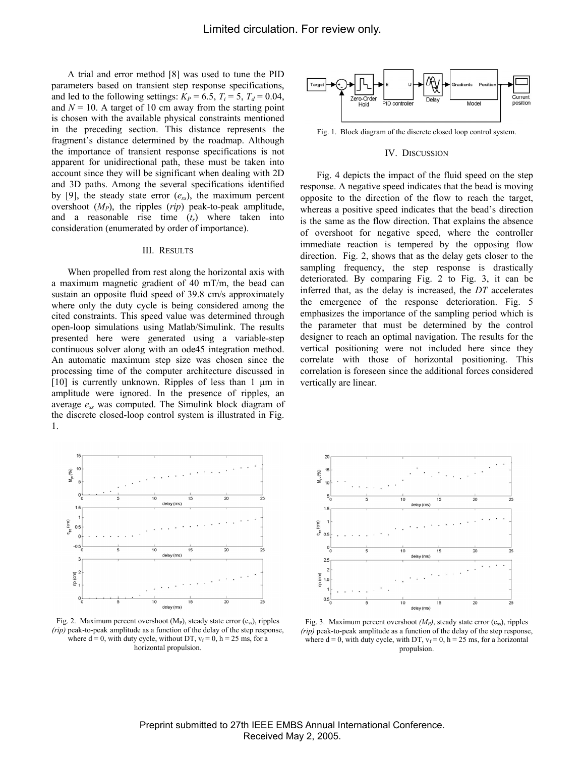A trial and error method [8] was used to tune the PID parameters based on transient step response specifications, and led to the following settings: $K_P = 6.5$, $T_i = 5$, $T_d = 0.04$, and $N = 10$. A target of 10 cm away from the starting point is chosen with the available physical constraints mentioned in the preceding section. This distance represents the fragment's distance determined by the roadmap. Although the importance of transient response specifications is not apparent for unidirectional path, these must be taken into account since they will be significant when dealing with 2D and 3D paths. Among the several specifications identified by [9], the steady state error ($e_{ss}$), the maximum percent overshoot ($M_P$), the ripples (*rip*) peak-to-peak amplitude, and a reasonable rise time ($t_r$) where taken into consideration (enumerated by order of importance).

## III. Results

When propelled from rest along the horizontal axis with a maximum magnetic gradient of 40 mT/m, the bead can sustain an opposite fluid speed of 39.8 cm/s approximately where only the duty cycle is being considered among the cited constraints. This speed value was determined through open-loop simulations using Matlab/Simulink. The results presented here were generated using a variable-step continuous solver along with an ode45 integration method. An automatic maximum step size was chosen since the processing time of the computer architecture discussed in [10] is currently unknown. Ripples of less than 1 µm in amplitude were ignored. In the presence of ripples, an average $e_{ss}$ was computed. The Simulink block diagram of the discrete closed-loop control system is illustrated in Fig. 1.

Fig. 1. Block diagram of the discrete closed loop control system.

## IV. Discussion

Fig. 4 depicts the impact of the fluid speed on the step response. A negative speed indicates that the bead is moving opposite to the direction of the flow to reach the target, whereas a positive speed indicates that the bead's direction is the same as the flow direction. That explains the absence of overshoot for negative speed, where the controller immediate reaction is tempered by the opposing flow direction. Fig. 2, shows that as the delay gets closer to the sampling frequency, the step response is drastically deteriorated. By comparing Fig. 2 to Fig. 3, it can be inferred that, as the delay is increased, the *DT* accelerates the emergence of the response deterioration. Fig. 5 emphasizes the importance of the sampling period which is the parameter that must be determined by the control designer to reach an optimal navigation. The results for the vertical positioning were not included here since they correlate with those of horizontal positioning. This correlation is foreseen since the additional forces considered vertically are linear.

Fig. 2. Maximum percent overshoot ($M_P$), steady state error ($e_{ss}$), ripples *(rip)* peak-to-peak amplitude as a function of the delay of the step response, where d = 0, with duty cycle, without DT, $v_f = 0$, h = 25 ms, for a horizontal propulsion.

Fig. 3. Maximum percent overshoot *($M_P$)*, steady state error ($e_{ss}$), ripples *(rip)* peak-to-peak amplitude as a function of the delay of the step response, where d = 0, with duty cycle, with DT, $v_f = 0$, h = 25 ms, for a horizontal propulsion.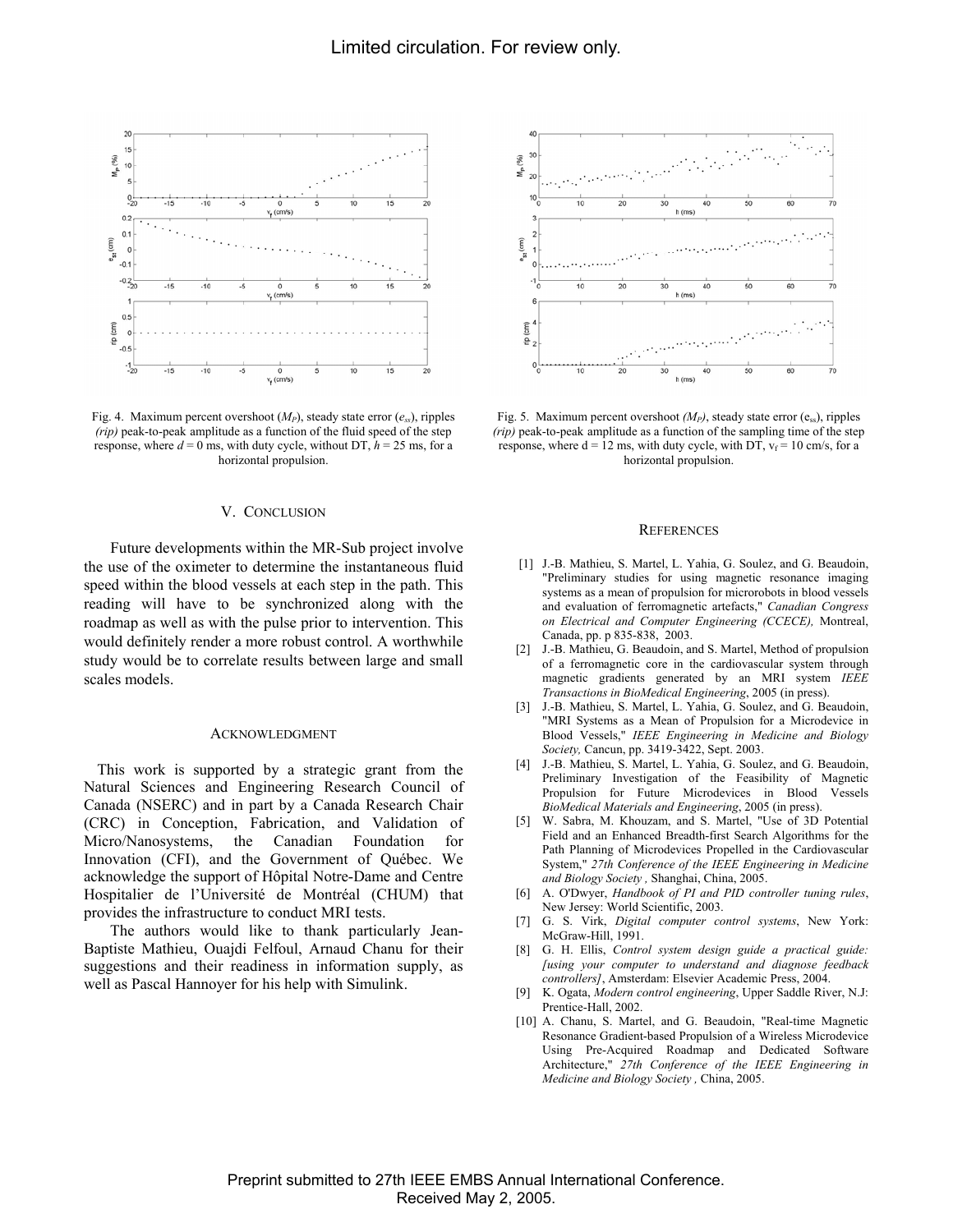Fig. 4. Maximum percent overshoot ($M_P$), steady state error ($e_{ss}$), ripples *(rip)* peak-to-peak amplitude as a function of the fluid speed of the step response, where $d$ = 0 ms, with duty cycle, without DT, $h$ = 25 ms, for a horizontal propulsion.

Fig. 5. Maximum percent overshoot *($M_P$)*, steady state error ($e_{ss}$), ripples *(rip)* peak-to-peak amplitude as a function of the sampling time of the step response, where d = 12 ms, with duty cycle, with DT, $v_f$ = 10 cm/s, for a horizontal propulsion.

## V. Conclusion

Future developments within the MR-Sub project involve the use of the oximeter to determine the instantaneous fluid speed within the blood vessels at each step in the path. This reading will have to be synchronized along with the roadmap as well as with the pulse prior to intervention. This would definitely render a more robust control. A worthwhile study would be to correlate results between large and small scales models.

## Acknowledgment

This work is supported by a strategic grant from the Natural Sciences and Engineering Research Council of Canada (NSERC) and in part by a Canada Research Chair (CRC) in Conception, Fabrication, and Validation of Micro/Nanosystems, the Canadian Foundation for Innovation (CFI), and the Government of Québec. We acknowledge the support of Hôpital Notre-Dame and Centre Hospitalier de l'Université de Montréal (CHUM) that provides the infrastructure to conduct MRI tests.

The authors would like to thank particularly Jean-Baptiste Mathieu, Ouajdi Felfoul, Arnaud Chanu for their suggestions and their readiness in information supply, as well as Pascal Hannoyer for his help with Simulink.

## References

[1] J.-B. Mathieu, S. Martel, L. Yahia, G. Soulez, and G. Beaudoin, "Preliminary studies for using magnetic resonance imaging systems as a mean of propulsion for microrobots in blood vessels and evaluation of ferromagnetic artefacts," *Canadian Congress on Electrical and Computer Engineering (CCECE),* Montreal, Canada, pp. p 835-838, 2003.

[2] J.-B. Mathieu, G. Beaudoin, and S. Martel, Method of propulsion of a ferromagnetic core in the cardiovascular system through magnetic gradients generated by an MRI system *IEEE Transactions in BioMedical Engineering*, 2005 (in press).

[3] J.-B. Mathieu, S. Martel, L. Yahia, G. Soulez, and G. Beaudoin, "MRI Systems as a Mean of Propulsion for a Microdevice in Blood Vessels," *IEEE Engineering in Medicine and Biology Society,* Cancun, pp. 3419-3422, Sept. 2003.

[4] J.-B. Mathieu, S. Martel, L. Yahia, G. Soulez, and G. Beaudoin, Preliminary Investigation of the Feasibility of Magnetic Propulsion for Future Microdevices in Blood Vessels *BioMedical Materials and Engineering*, 2005 (in press).

[5] W. Sabra, M. Khouzam, and S. Martel, "Use of 3D Potential Field and an Enhanced Breadth-first Search Algorithms for the Path Planning of Microdevices Propelled in the Cardiovascular System," *27th Conference of the IEEE Engineering in Medicine and Biology Society ,* Shanghai, China, 2005.

[6] A. O'Dwyer, *Handbook of PI and PID controller tuning rules*, New Jersey: World Scientific, 2003.

[7] G. S. Virk, *Digital computer control systems*, New York: McGraw-Hill, 1991.

[8] G. H. Ellis, *Control system design guide a practical guide: [using your computer to understand and diagnose feedback controllers]*, Amsterdam: Elsevier Academic Press, 2004.

[9] K. Ogata, *Modern control engineering*, Upper Saddle River, N.J: Prentice-Hall, 2002.

[10] A. Chanu, S. Martel, and G. Beaudoin, "Real-time Magnetic Resonance Gradient-based Propulsion of a Wireless Microdevice Using Pre-Acquired Roadmap and Dedicated Software Architecture," *27th Conference of the IEEE Engineering in Medicine and Biology Society ,* China, 2005.